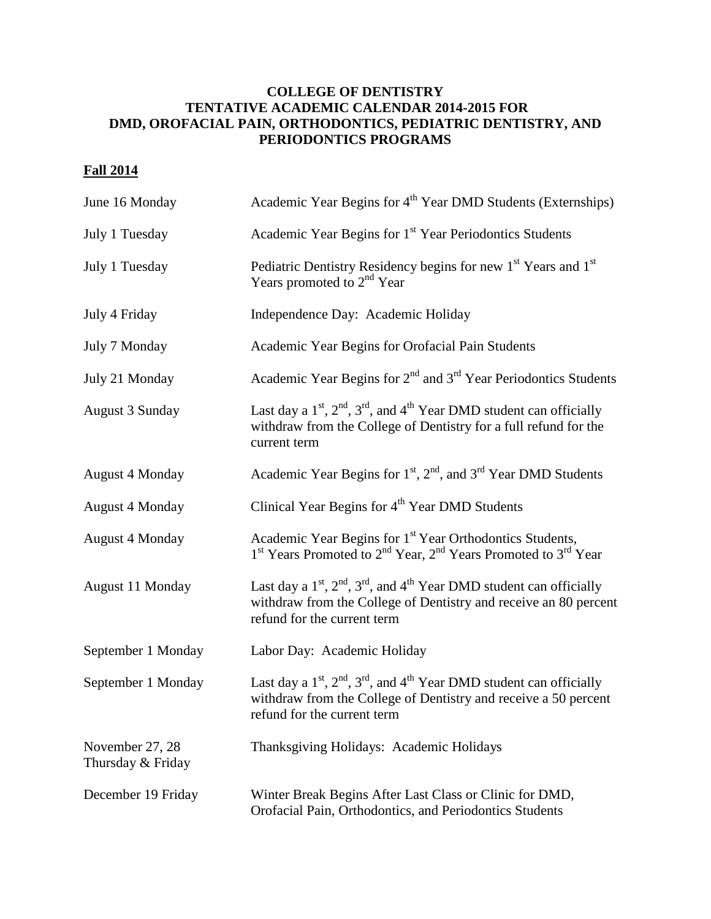# COLLEGE OF DENTISTRY
# TENTATIVE ACADEMIC CALENDAR 2014-2015 FOR DMD, OROFACIAL PAIN, ORTHODONTICS, PEDIATRIC DENTISTRY, AND PERIODONTICS PROGRAMS

## Fall 2014

| | |
|---|---|
| June 16 Monday | Academic Year Begins for 4th Year DMD Students (Externships) |
| July 1 Tuesday | Academic Year Begins for 1st Year Periodontics Students |
| July 1 Tuesday | Pediatric Dentistry Residency begins for new 1st Years and 1st Years promoted to 2nd Year |
| July 4 Friday | Independence Day: Academic Holiday |
| July 7 Monday | Academic Year Begins for Orofacial Pain Students |
| July 21 Monday | Academic Year Begins for 2nd and 3rd Year Periodontics Students |
| August 3 Sunday | Last day a 1st, 2nd, 3rd, and 4th Year DMD student can officially withdraw from the College of Dentistry for a full refund for the current term |
| August 4 Monday | Academic Year Begins for 1st, 2nd, and 3rd Year DMD Students |
| August 4 Monday | Clinical Year Begins for 4th Year DMD Students |
| August 4 Monday | Academic Year Begins for 1st Year Orthodontics Students, 1st Years Promoted to 2nd Year, 2nd Years Promoted to 3rd Year |
| August 11 Monday | Last day a 1st, 2nd, 3rd, and 4th Year DMD student can officially withdraw from the College of Dentistry and receive an 80 percent refund for the current term |
| September 1 Monday | Labor Day: Academic Holiday |
| September 1 Monday | Last day a 1st, 2nd, 3rd, and 4th Year DMD student can officially withdraw from the College of Dentistry and receive a 50 percent refund for the current term |
| November 27, 28 Thursday & Friday | Thanksgiving Holidays: Academic Holidays |
| December 19 Friday | Winter Break Begins After Last Class or Clinic for DMD, Orofacial Pain, Orthodontics, and Periodontics Students |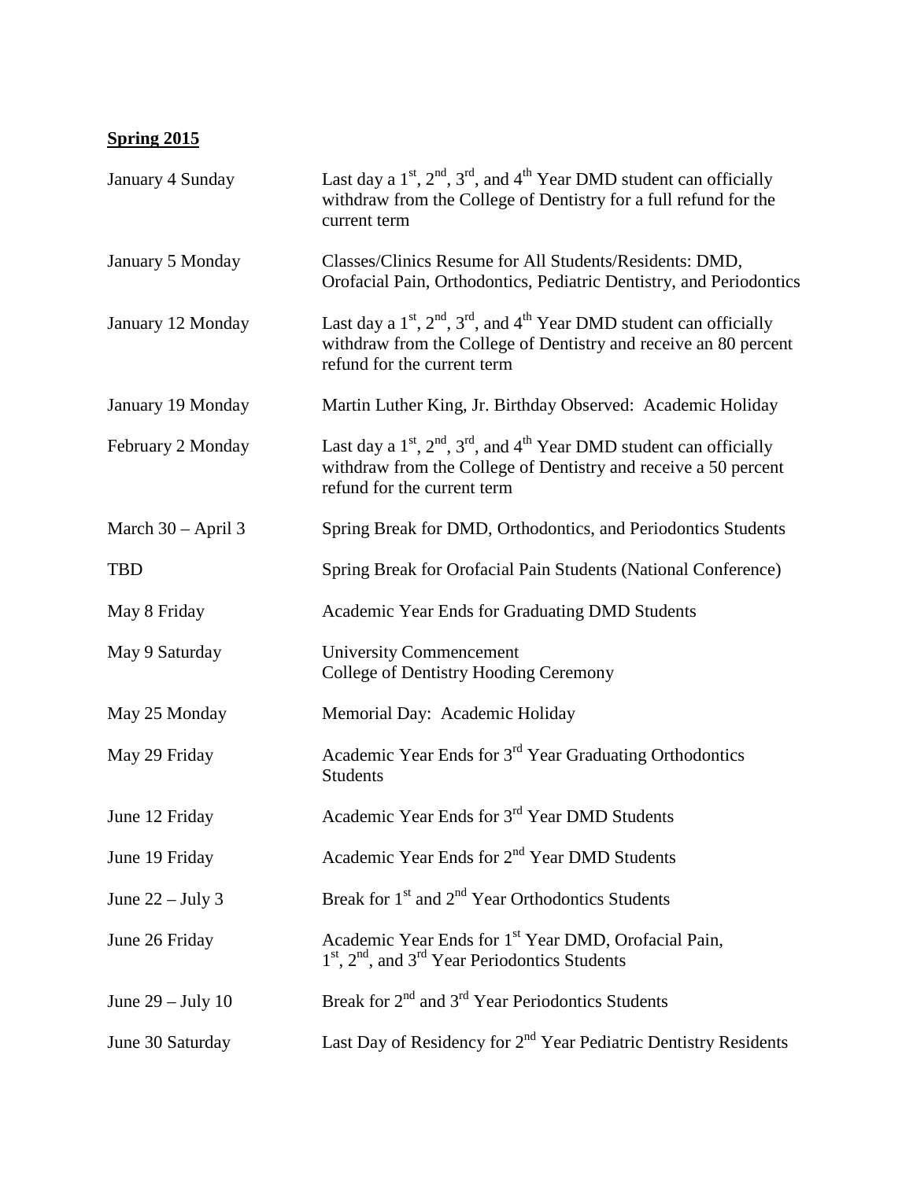**Spring 2015**

| | |
|---|---|
| January 4 Sunday | Last day a 1st, 2nd, 3rd, and 4th Year DMD student can officially withdraw from the College of Dentistry for a full refund for the current term |
| January 5 Monday | Classes/Clinics Resume for All Students/Residents: DMD, Orofacial Pain, Orthodontics, Pediatric Dentistry, and Periodontics |
| January 12 Monday | Last day a 1st, 2nd, 3rd, and 4th Year DMD student can officially withdraw from the College of Dentistry and receive an 80 percent refund for the current term |
| January 19 Monday | Martin Luther King, Jr. Birthday Observed: Academic Holiday |
| February 2 Monday | Last day a 1st, 2nd, 3rd, and 4th Year DMD student can officially withdraw from the College of Dentistry and receive a 50 percent refund for the current term |
| March 30 – April 3 | Spring Break for DMD, Orthodontics, and Periodontics Students |
| TBD | Spring Break for Orofacial Pain Students (National Conference) |
| May 8 Friday | Academic Year Ends for Graduating DMD Students |
| May 9 Saturday | University Commencement<br>College of Dentistry Hooding Ceremony |
| May 25 Monday | Memorial Day: Academic Holiday |
| May 29 Friday | Academic Year Ends for 3rd Year Graduating Orthodontics Students |
| June 12 Friday | Academic Year Ends for 3rd Year DMD Students |
| June 19 Friday | Academic Year Ends for 2nd Year DMD Students |
| June 22 – July 3 | Break for 1st and 2nd Year Orthodontics Students |
| June 26 Friday | Academic Year Ends for 1st Year DMD, Orofacial Pain, 1st, 2nd, and 3rd Year Periodontics Students |
| June 29 – July 10 | Break for 2nd and 3rd Year Periodontics Students |
| June 30 Saturday | Last Day of Residency for 2nd Year Pediatric Dentistry Residents |